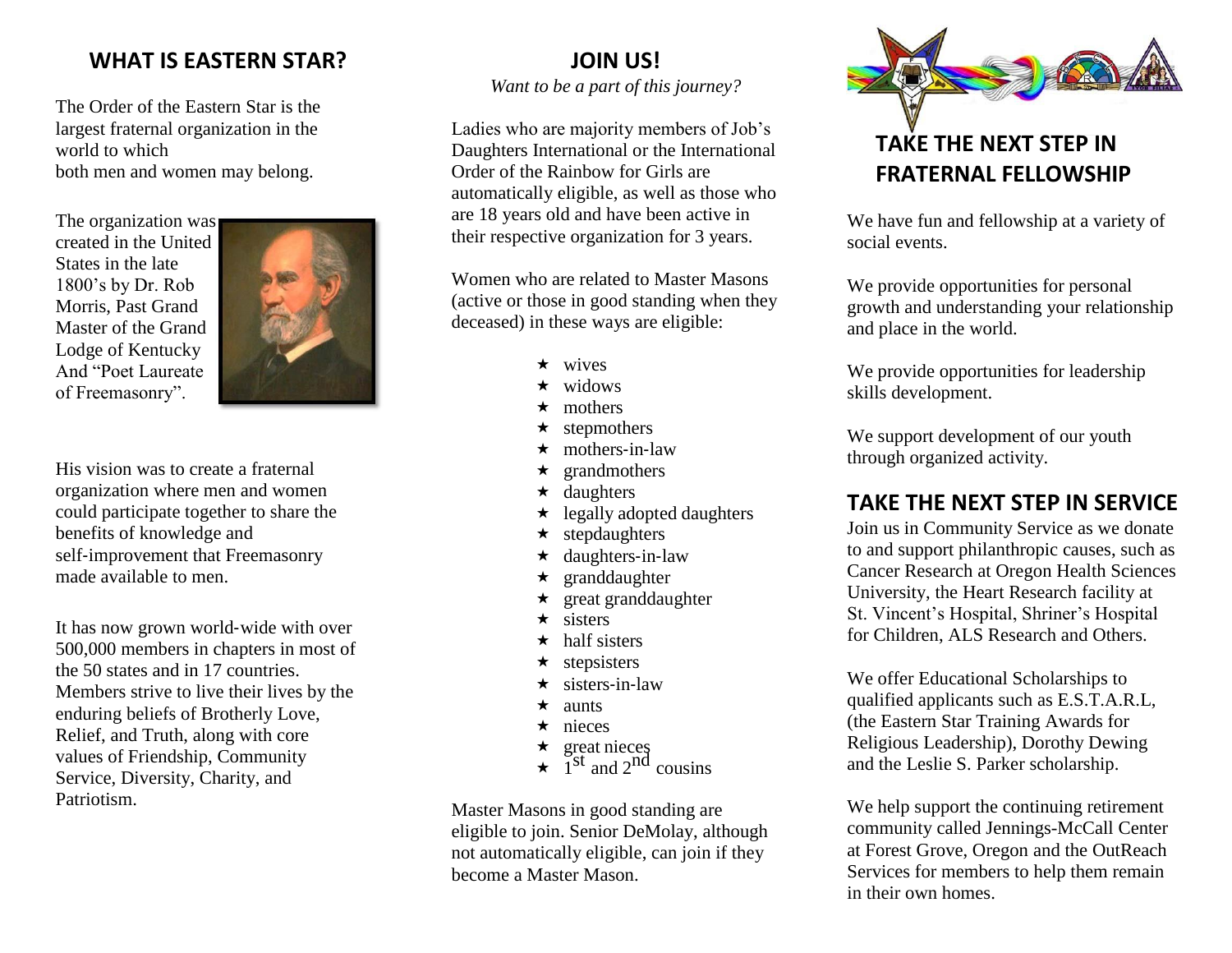## WHAT IS EASTERN STAR?

The Order of the Eastern Star is the largest fraternal organization in the world to which both men and women may belong.

The organization was created in the United States in the late 1800's by Dr. Rob Morris, Past Grand Master of the Grand Lodge of Kentucky And "Poet Laureate of Freemasonry".

His vision was to create a fraternal organization where men and women could participate together to share the benefits of knowledge and self-improvement that Freemasonry made available to men.

It has now grown world-wide with over 500,000 members in chapters in most of the 50 states and in 17 countries. Members strive to live their lives by the enduring beliefs of Brotherly Love, Relief, and Truth, along with core values of Friendship, Community Service, Diversity, Charity, and Patriotism.

## JOIN US!

*Want to be a part of this journey?*

Ladies who are majority members of Job's Daughters International or the International Order of the Rainbow for Girls are automatically eligible, as well as those who are 18 years old and have been active in their respective organization for 3 years.

Women who are related to Master Masons (active or those in good standing when they deceased) in these ways are eligible:

- wives
- widows
- mothers
- stepmothers
- mothers-in-law
- grandmothers
- daughters
- legally adopted daughters
- stepdaughters
- daughters-in-law
- granddaughter
- great granddaughter
- sisters
- half sisters
- stepsisters
- sisters-in-law
- aunts
- nieces
- great nieces
- 1st and 2nd cousins

Master Masons in good standing are eligible to join. Senior DeMolay, although not automatically eligible, can join if they become a Master Mason.

## TAKE THE NEXT STEP IN FRATERNAL FELLOWSHIP

We have fun and fellowship at a variety of social events.

We provide opportunities for personal growth and understanding your relationship and place in the world.

We provide opportunities for leadership skills development.

We support development of our youth through organized activity.

## TAKE THE NEXT STEP IN SERVICE

Join us in Community Service as we donate to and support philanthropic causes, such as Cancer Research at Oregon Health Sciences University, the Heart Research facility at St. Vincent's Hospital, Shriner's Hospital for Children, ALS Research and Others.

We offer Educational Scholarships to qualified applicants such as E.S.T.A.R.L, (the Eastern Star Training Awards for Religious Leadership), Dorothy Dewing and the Leslie S. Parker scholarship.

We help support the continuing retirement community called Jennings-McCall Center at Forest Grove, Oregon and the OutReach Services for members to help them remain in their own homes.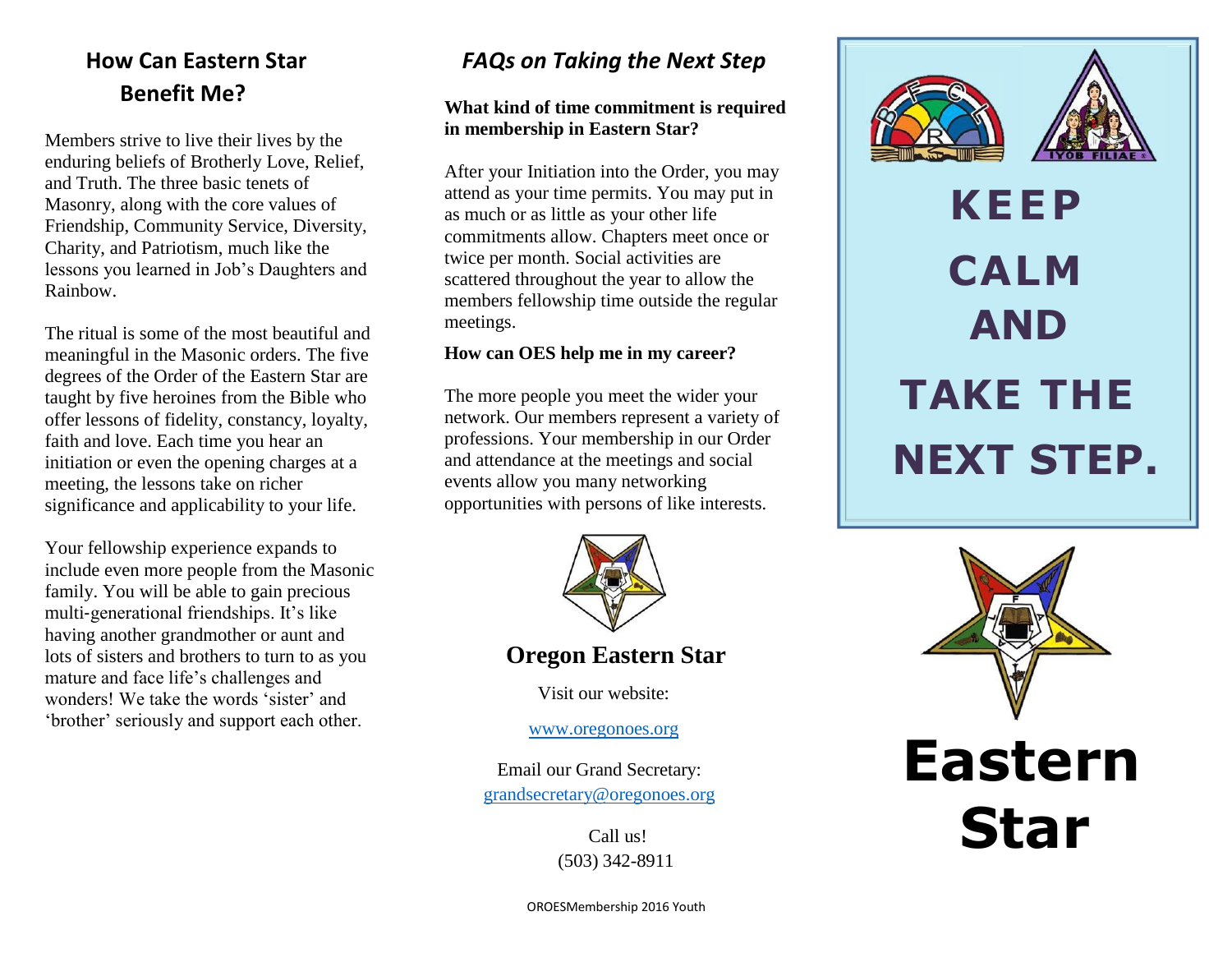## How Can Eastern Star Benefit Me?

Members strive to live their lives by the enduring beliefs of Brotherly Love, Relief, and Truth. The three basic tenets of Masonry, along with the core values of Friendship, Community Service, Diversity, Charity, and Patriotism, much like the lessons you learned in Job's Daughters and Rainbow.

The ritual is some of the most beautiful and meaningful in the Masonic orders. The five degrees of the Order of the Eastern Star are taught by five heroines from the Bible who offer lessons of fidelity, constancy, loyalty, faith and love. Each time you hear an initiation or even the opening charges at a meeting, the lessons take on richer significance and applicability to your life.

Your fellowship experience expands to include even more people from the Masonic family. You will be able to gain precious multi-generational friendships. It's like having another grandmother or aunt and lots of sisters and brothers to turn to as you mature and face life's challenges and wonders! We take the words 'sister' and 'brother' seriously and support each other.

## *FAQs on Taking the Next Step*

**What kind of time commitment is required in membership in Eastern Star?**

After your Initiation into the Order, you may attend as your time permits. You may put in as much or as little as your other life commitments allow. Chapters meet once or twice per month. Social activities are scattered throughout the year to allow the members fellowship time outside the regular meetings.

**How can OES help me in my career?**

The more people you meet the wider your network. Our members represent a variety of professions. Your membership in our Order and attendance at the meetings and social events allow you many networking opportunities with persons of like interests.

**Oregon Eastern Star**

Visit our website:

www.oregonoes.org

Email our Grand Secretary:
grandsecretary@oregonoes.org

Call us!
(503) 342-8911

OROESMembership 2016 Youth

# KEEP CALM AND TAKE THE NEXT STEP.

# Eastern Star